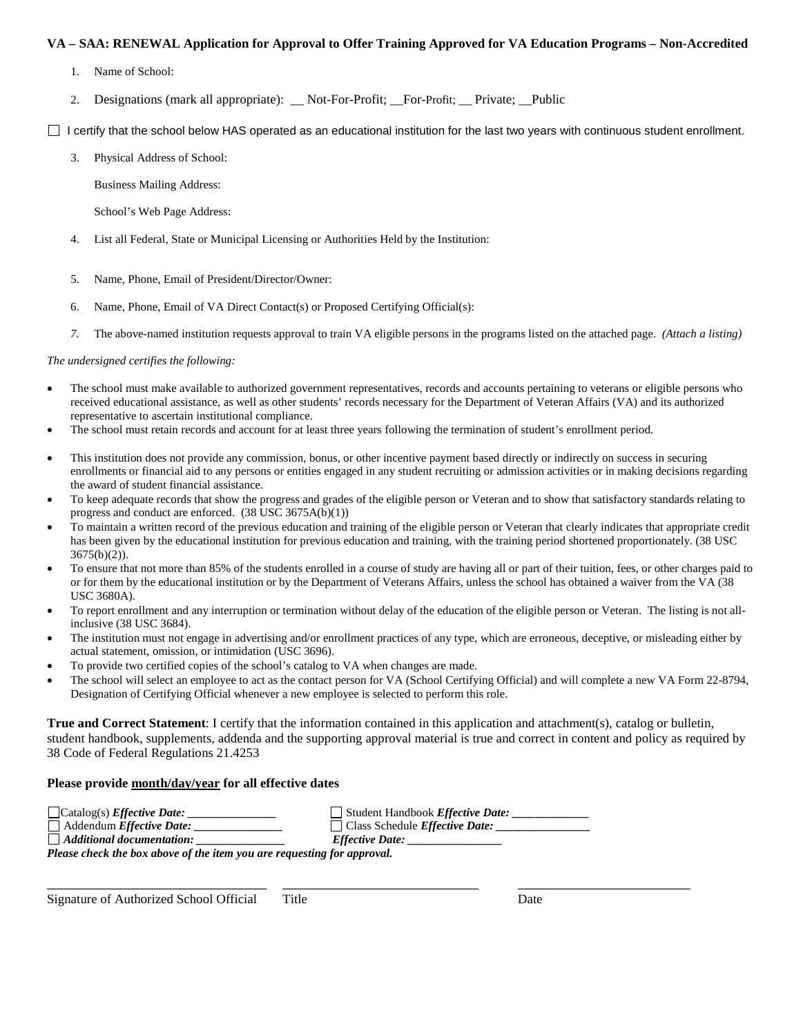**VA – SAA: RENEWAL Application for Approval to Offer Training Approved for VA Education Programs – Non-Accredited**

1. Name of School:

2. Designations (mark all appropriate): __ Not-For-Profit; __For-Profit; __ Private; __Public

☐ I certify that the school below HAS operated as an educational institution for the last two years with continuous student enrollment.

3. Physical Address of School:

   Business Mailing Address:

   School's Web Page Address:

4. List all Federal, State or Municipal Licensing or Authorities Held by the Institution:

5. Name, Phone, Email of President/Director/Owner:

6. Name, Phone, Email of VA Direct Contact(s) or Proposed Certifying Official(s):

7. The above-named institution requests approval to train VA eligible persons in the programs listed on the attached page. *(Attach a listing)*

*The undersigned certifies the following:*

- The school must make available to authorized government representatives, records and accounts pertaining to veterans or eligible persons who received educational assistance, as well as other students' records necessary for the Department of Veteran Affairs (VA) and its authorized representative to ascertain institutional compliance.
- The school must retain records and account for at least three years following the termination of student's enrollment period.
- This institution does not provide any commission, bonus, or other incentive payment based directly or indirectly on success in securing enrollments or financial aid to any persons or entities engaged in any student recruiting or admission activities or in making decisions regarding the award of student financial assistance.
- To keep adequate records that show the progress and grades of the eligible person or Veteran and to show that satisfactory standards relating to progress and conduct are enforced. (38 USC 3675A(b)(1))
- To maintain a written record of the previous education and training of the eligible person or Veteran that clearly indicates that appropriate credit has been given by the educational institution for previous education and training, with the training period shortened proportionately. (38 USC 3675(b)(2)).
- To ensure that not more than 85% of the students enrolled in a course of study are having all or part of their tuition, fees, or other charges paid to or for them by the educational institution or by the Department of Veterans Affairs, unless the school has obtained a waiver from the VA (38 USC 3680A).
- To report enrollment and any interruption or termination without delay of the education of the eligible person or Veteran. The listing is not all-inclusive (38 USC 3684).
- The institution must not engage in advertising and/or enrollment practices of any type, which are erroneous, deceptive, or misleading either by actual statement, omission, or intimidation (USC 3696).
- To provide two certified copies of the school's catalog to VA when changes are made.
- The school will select an employee to act as the contact person for VA (School Certifying Official) and will complete a new VA Form 22-8794, Designation of Certifying Official whenever a new employee is selected to perform this role.

**True and Correct Statement**: I certify that the information contained in this application and attachment(s), catalog or bulletin, student handbook, supplements, addenda and the supporting approval material is true and correct in content and policy as required by 38 Code of Federal Regulations 21.4253

**Please provide month/day/year for all effective dates**

☐ Catalog(s) ***Effective Date:*** ______________ ☐ Student Handbook ***Effective Date:*** ____________

☐ Addendum ***Effective Date:*** ______________ ☐ Class Schedule ***Effective Date:*** _______________

☐ ***Additional documentation:*** ______________ ***Effective Date:*** _______________

***Please check the box above of the item you are requesting for approval.***

_______________________________ _____________________________ _________________________

Signature of Authorized School Official Title Date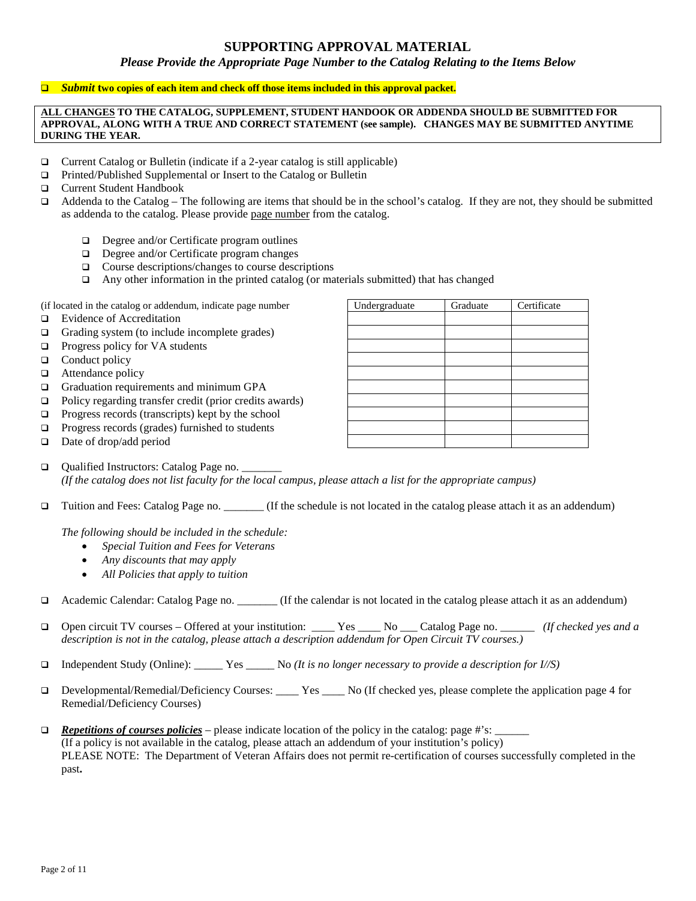# SUPPORTING APPROVAL MATERIAL

*Please Provide the Appropriate Page Number to the Catalog Relating to the Items Below*

- ❑ ***Submit*** **two copies of each item and check off those items included in this approval packet.**

**ALL CHANGES TO THE CATALOG, SUPPLEMENT, STUDENT HANDOOK OR ADDENDA SHOULD BE SUBMITTED FOR APPROVAL, ALONG WITH A TRUE AND CORRECT STATEMENT (see sample). CHANGES MAY BE SUBMITTED ANYTIME DURING THE YEAR.**

- ❑ Current Catalog or Bulletin (indicate if a 2-year catalog is still applicable)
- ❑ Printed/Published Supplemental or Insert to the Catalog or Bulletin
- ❑ Current Student Handbook
- ❑ Addenda to the Catalog – The following are items that should be in the school's catalog. If they are not, they should be submitted as addenda to the catalog. Please provide page number from the catalog.
    - ❑ Degree and/or Certificate program outlines
    - ❑ Degree and/or Certificate program changes
    - ❑ Course descriptions/changes to course descriptions
    - ❑ Any other information in the printed catalog (or materials submitted) that has changed

(if located in the catalog or addendum, indicate page number

| | Undergraduate | Graduate | Certificate |
|---|---|---|---|
| ❑ Evidence of Accreditation | | | |
| ❑ Grading system (to include incomplete grades) | | | |
| ❑ Progress policy for VA students | | | |
| ❑ Conduct policy | | | |
| ❑ Attendance policy | | | |
| ❑ Graduation requirements and minimum GPA | | | |
| ❑ Policy regarding transfer credit (prior credits awards) | | | |
| ❑ Progress records (transcripts) kept by the school | | | |
| ❑ Progress records (grades) furnished to students | | | |
| ❑ Date of drop/add period | | | |

- ❑ Qualified Instructors: Catalog Page no. _______
  *(If the catalog does not list faculty for the local campus, please attach a list for the appropriate campus)*

- ❑ Tuition and Fees: Catalog Page no. _______ (If the schedule is not located in the catalog please attach it as an addendum)

  *The following should be included in the schedule:*
    - *Special Tuition and Fees for Veterans*
    - *Any discounts that may apply*
    - *All Policies that apply to tuition*

- ❑ Academic Calendar: Catalog Page no. _______ (If the calendar is not located in the catalog please attach it as an addendum)

- ❑ Open circuit TV courses – Offered at your institution: ____ Yes ____ No ___ Catalog Page no. ______ *(If checked yes and a description is not in the catalog, please attach a description addendum for Open Circuit TV courses.)*

- ❑ Independent Study (Online): _____ Yes _____ No *(It is no longer necessary to provide a description for I//S)*

- ❑ Developmental/Remedial/Deficiency Courses: ____ Yes ____ No (If checked yes, please complete the application page 4 for Remedial/Deficiency Courses)

- ❑ ***Repetitions of courses policies*** – please indicate location of the policy in the catalog: page #'s: ______
  (If a policy is not available in the catalog, please attach an addendum of your institution's policy)
  PLEASE NOTE: The Department of Veteran Affairs does not permit re-certification of courses successfully completed in the past**.**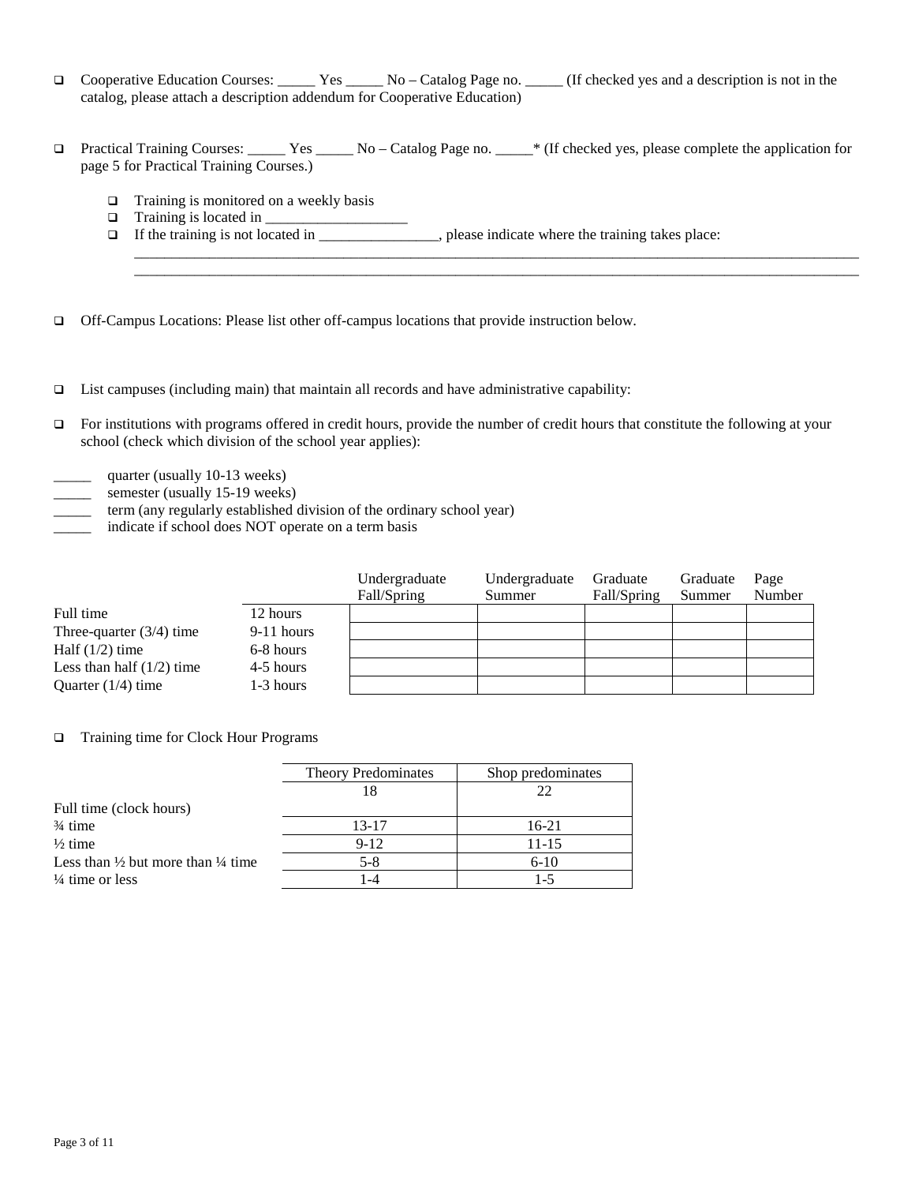- ☐ Cooperative Education Courses: _____ Yes _____ No – Catalog Page no. _____ (If checked yes and a description is not in the catalog, please attach a description addendum for Cooperative Education)

- ☐ Practical Training Courses: _____ Yes _____ No – Catalog Page no. _____* (If checked yes, please complete the application for page 5 for Practical Training Courses.)

  - ☐ Training is monitored on a weekly basis
  - ☐ Training is located in ___________________
  - ☐ If the training is not located in ________________, please indicate where the training takes place:
    ____________________________________________________________________________________________
    ____________________________________________________________________________________________

- ☐ Off-Campus Locations: Please list other off-campus locations that provide instruction below.

- ☐ List campuses (including main) that maintain all records and have administrative capability:

- ☐ For institutions with programs offered in credit hours, provide the number of credit hours that constitute the following at your school (check which division of the school year applies):

_____ quarter (usually 10-13 weeks)
_____ semester (usually 15-19 weeks)
_____ term (any regularly established division of the ordinary school year)
_____ indicate if school does NOT operate on a term basis

| | | Undergraduate Fall/Spring | Undergraduate Summer | Graduate Fall/Spring | Graduate Summer | Page Number |
|---|---|---|---|---|---|---|
| Full time | 12 hours | | | | | |
| Three-quarter (3/4) time | 9-11 hours | | | | | |
| Half (1/2) time | 6-8 hours | | | | | |
| Less than half (1/2) time | 4-5 hours | | | | | |
| Quarter (1/4) time | 1-3 hours | | | | | |

- ☐ Training time for Clock Hour Programs

| | Theory Predominates | Shop predominates |
|---|---|---|
| Full time (clock hours) | 18 | 22 |
| ¾ time | 13-17 | 16-21 |
| ½ time | 9-12 | 11-15 |
| Less than ½ but more than ¼ time | 5-8 | 6-10 |
| ¼ time or less | 1-4 | 1-5 |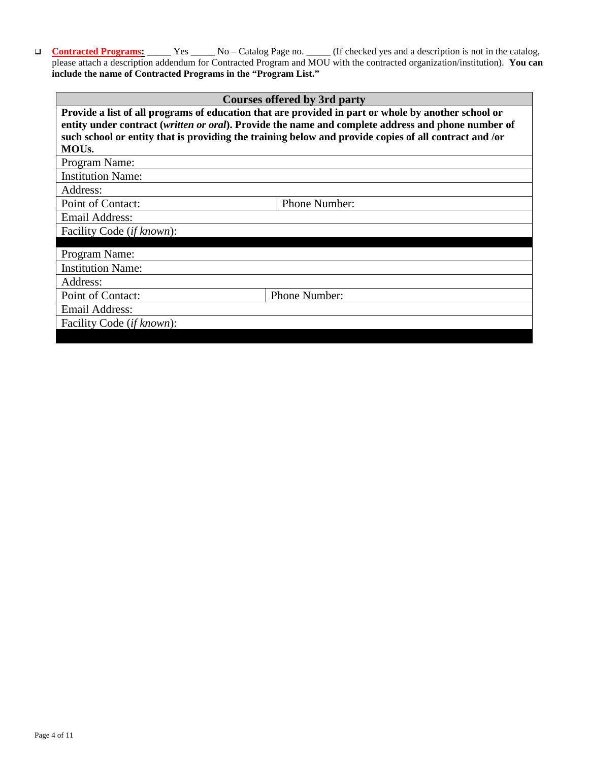- [ ] **Contracted Programs:** _____ Yes _____ No – Catalog Page no. _____ (If checked yes and a description is not in the catalog, please attach a description addendum for Contracted Program and MOU with the contracted organization/institution). **You can include the name of Contracted Programs in the "Program List."**

| Courses offered by 3rd party | |
|---|---|
| **Provide a list of all programs of education that are provided in part or whole by another school or entity under contract (*written or oral*). Provide the name and complete address and phone number of such school or entity that is providing the training below and provide copies of all contract and /or MOUs.** | |
| Program Name: | |
| Institution Name: | |
| Address: | |
| Point of Contact: | Phone Number: |
| Email Address: | |
| Facility Code (*if known*): | |
| | |
| Program Name: | |
| Institution Name: | |
| Address: | |
| Point of Contact: | Phone Number: |
| Email Address: | |
| Facility Code (*if known*): | |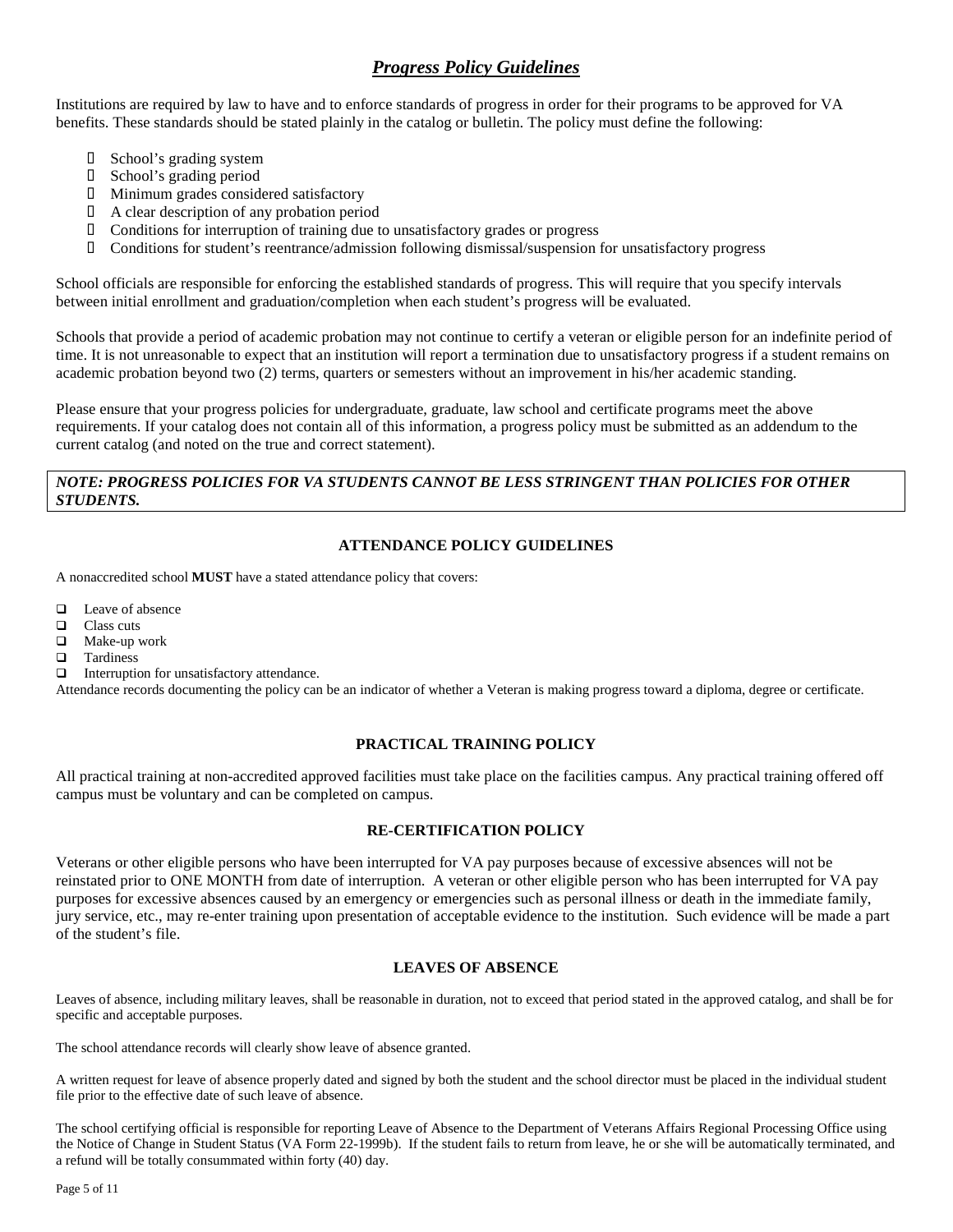## ***Progress Policy Guidelines***

Institutions are required by law to have and to enforce standards of progress in order for their programs to be approved for VA benefits. These standards should be stated plainly in the catalog or bulletin. The policy must define the following:

- School's grading system
- School's grading period
- Minimum grades considered satisfactory
- A clear description of any probation period
- Conditions for interruption of training due to unsatisfactory grades or progress
- Conditions for student's reentrance/admission following dismissal/suspension for unsatisfactory progress

School officials are responsible for enforcing the established standards of progress. This will require that you specify intervals between initial enrollment and graduation/completion when each student's progress will be evaluated.

Schools that provide a period of academic probation may not continue to certify a veteran or eligible person for an indefinite period of time. It is not unreasonable to expect that an institution will report a termination due to unsatisfactory progress if a student remains on academic probation beyond two (2) terms, quarters or semesters without an improvement in his/her academic standing.

Please ensure that your progress policies for undergraduate, graduate, law school and certificate programs meet the above requirements. If your catalog does not contain all of this information, a progress policy must be submitted as an addendum to the current catalog (and noted on the true and correct statement).

***NOTE: PROGRESS POLICIES FOR VA STUDENTS CANNOT BE LESS STRINGENT THAN POLICIES FOR OTHER STUDENTS.***

### ATTENDANCE POLICY GUIDELINES

A nonaccredited school **MUST** have a stated attendance policy that covers:

- Leave of absence
- Class cuts
- Make-up work
- Tardiness
- Interruption for unsatisfactory attendance.

Attendance records documenting the policy can be an indicator of whether a Veteran is making progress toward a diploma, degree or certificate.

### PRACTICAL TRAINING POLICY

All practical training at non-accredited approved facilities must take place on the facilities campus. Any practical training offered off campus must be voluntary and can be completed on campus.

### RE-CERTIFICATION POLICY

Veterans or other eligible persons who have been interrupted for VA pay purposes because of excessive absences will not be reinstated prior to ONE MONTH from date of interruption. A veteran or other eligible person who has been interrupted for VA pay purposes for excessive absences caused by an emergency or emergencies such as personal illness or death in the immediate family, jury service, etc., may re-enter training upon presentation of acceptable evidence to the institution. Such evidence will be made a part of the student's file.

### LEAVES OF ABSENCE

Leaves of absence, including military leaves, shall be reasonable in duration, not to exceed that period stated in the approved catalog, and shall be for specific and acceptable purposes.

The school attendance records will clearly show leave of absence granted.

A written request for leave of absence properly dated and signed by both the student and the school director must be placed in the individual student file prior to the effective date of such leave of absence.

The school certifying official is responsible for reporting Leave of Absence to the Department of Veterans Affairs Regional Processing Office using the Notice of Change in Student Status (VA Form 22-1999b). If the student fails to return from leave, he or she will be automatically terminated, and a refund will be totally consummated within forty (40) day.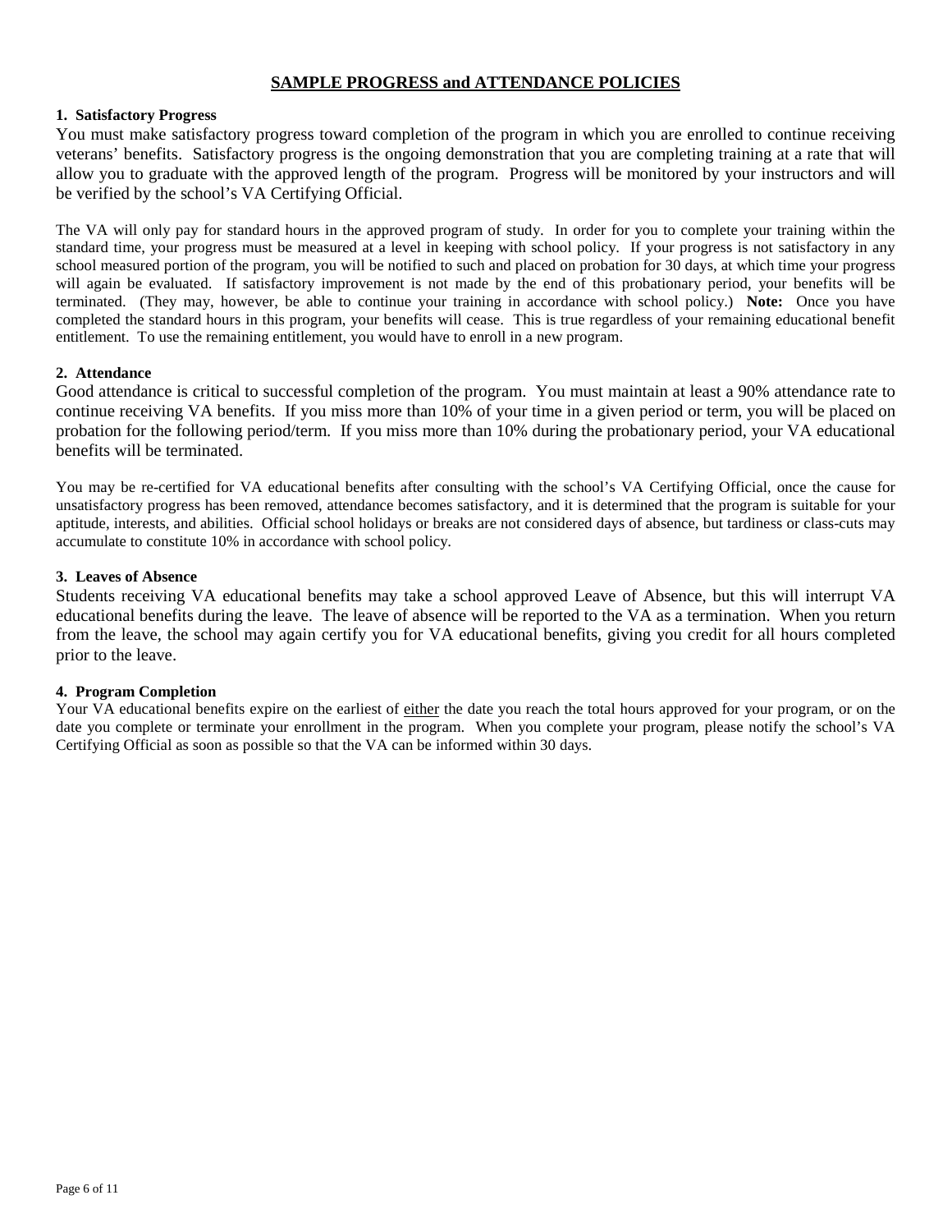# SAMPLE PROGRESS and ATTENDANCE POLICIES

### 1. Satisfactory Progress

You must make satisfactory progress toward completion of the program in which you are enrolled to continue receiving veterans' benefits. Satisfactory progress is the ongoing demonstration that you are completing training at a rate that will allow you to graduate with the approved length of the program. Progress will be monitored by your instructors and will be verified by the school's VA Certifying Official.

The VA will only pay for standard hours in the approved program of study. In order for you to complete your training within the standard time, your progress must be measured at a level in keeping with school policy. If your progress is not satisfactory in any school measured portion of the program, you will be notified to such and placed on probation for 30 days, at which time your progress will again be evaluated. If satisfactory improvement is not made by the end of this probationary period, your benefits will be terminated. (They may, however, be able to continue your training in accordance with school policy.) **Note:** Once you have completed the standard hours in this program, your benefits will cease. This is true regardless of your remaining educational benefit entitlement. To use the remaining entitlement, you would have to enroll in a new program.

### 2. Attendance

Good attendance is critical to successful completion of the program. You must maintain at least a 90% attendance rate to continue receiving VA benefits. If you miss more than 10% of your time in a given period or term, you will be placed on probation for the following period/term. If you miss more than 10% during the probationary period, your VA educational benefits will be terminated.

You may be re-certified for VA educational benefits after consulting with the school's VA Certifying Official, once the cause for unsatisfactory progress has been removed, attendance becomes satisfactory, and it is determined that the program is suitable for your aptitude, interests, and abilities. Official school holidays or breaks are not considered days of absence, but tardiness or class-cuts may accumulate to constitute 10% in accordance with school policy.

### 3. Leaves of Absence

Students receiving VA educational benefits may take a school approved Leave of Absence, but this will interrupt VA educational benefits during the leave. The leave of absence will be reported to the VA as a termination. When you return from the leave, the school may again certify you for VA educational benefits, giving you credit for all hours completed prior to the leave.

### 4. Program Completion

Your VA educational benefits expire on the earliest of either the date you reach the total hours approved for your program, or on the date you complete or terminate your enrollment in the program. When you complete your program, please notify the school's VA Certifying Official as soon as possible so that the VA can be informed within 30 days.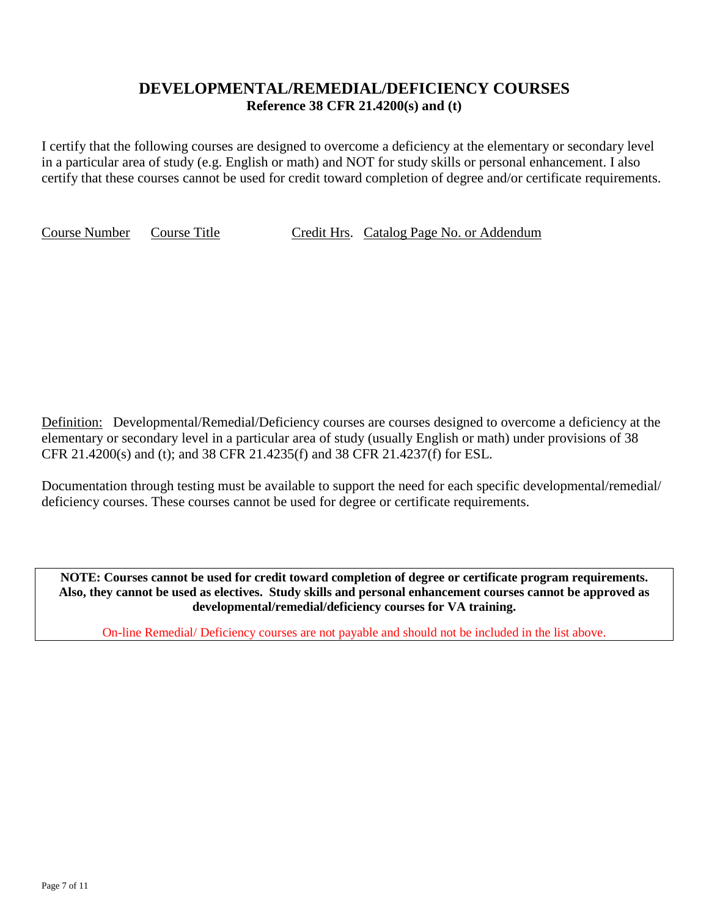# DEVELOPMENTAL/REMEDIAL/DEFICIENCY COURSES

**Reference 38 CFR 21.4200(s) and (t)**

I certify that the following courses are designed to overcome a deficiency at the elementary or secondary level in a particular area of study (e.g. English or math) and NOT for study skills or personal enhancement. I also certify that these courses cannot be used for credit toward completion of degree and/or certificate requirements.

| Course Number | Course Title | Credit Hrs. | Catalog Page No. or Addendum |
|---|---|---|---|

Definition: Developmental/Remedial/Deficiency courses are courses designed to overcome a deficiency at the elementary or secondary level in a particular area of study (usually English or math) under provisions of 38 CFR 21.4200(s) and (t); and 38 CFR 21.4235(f) and 38 CFR 21.4237(f) for ESL.

Documentation through testing must be available to support the need for each specific developmental/remedial/deficiency courses. These courses cannot be used for degree or certificate requirements.

**NOTE: Courses cannot be used for credit toward completion of degree or certificate program requirements. Also, they cannot be used as electives. Study skills and personal enhancement courses cannot be approved as developmental/remedial/deficiency courses for VA training.**

On-line Remedial/ Deficiency courses are not payable and should not be included in the list above.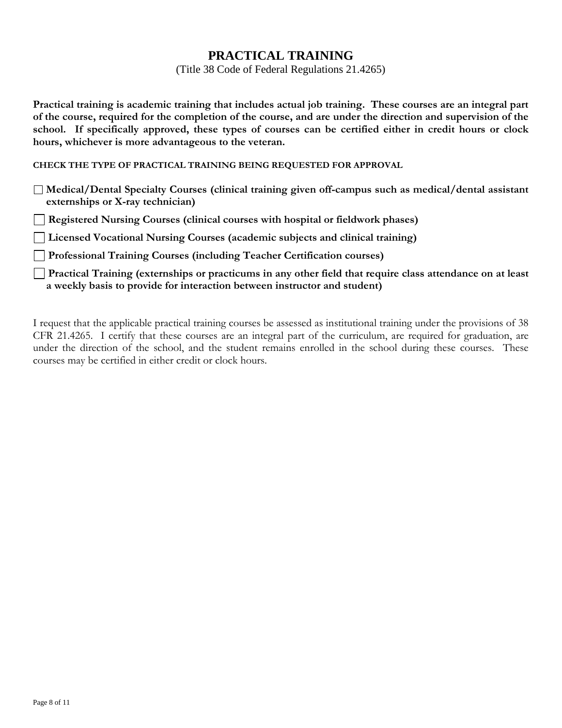# PRACTICAL TRAINING

(Title 38 Code of Federal Regulations 21.4265)

**Practical training is academic training that includes actual job training. These courses are an integral part of the course, required for the completion of the course, and are under the direction and supervision of the school. If specifically approved, these types of courses can be certified either in credit hours or clock hours, whichever is more advantageous to the veteran.**

**CHECK THE TYPE OF PRACTICAL TRAINING BEING REQUESTED FOR APPROVAL**

- ☐ **Medical/Dental Specialty Courses (clinical training given off-campus such as medical/dental assistant externships or X-ray technician)**
- ☐ **Registered Nursing Courses (clinical courses with hospital or fieldwork phases)**
- ☐ **Licensed Vocational Nursing Courses (academic subjects and clinical training)**
- ☐ **Professional Training Courses (including Teacher Certification courses)**
- ☐ **Practical Training (externships or practicums in any other field that require class attendance on at least a weekly basis to provide for interaction between instructor and student)**

I request that the applicable practical training courses be assessed as institutional training under the provisions of 38 CFR 21.4265. I certify that these courses are an integral part of the curriculum, are required for graduation, are under the direction of the school, and the student remains enrolled in the school during these courses. These courses may be certified in either credit or clock hours.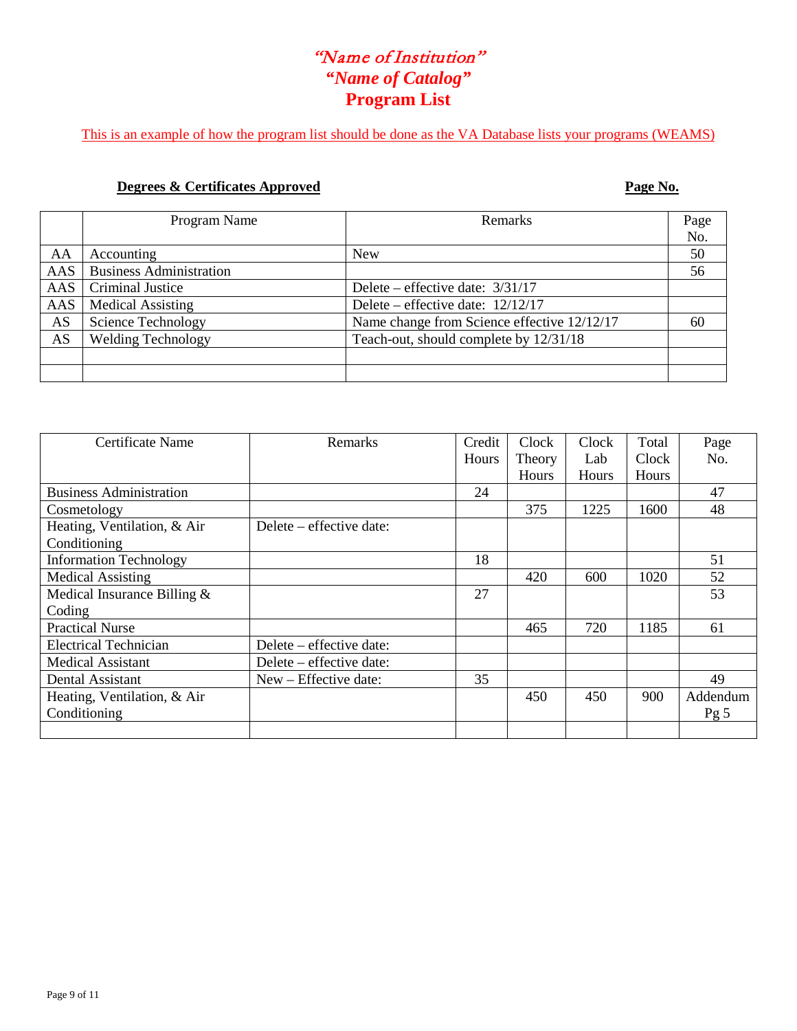# *"Name of Institution"*
# *"Name of Catalog"*
# Program List

This is an example of how the program list should be done as the VA Database lists your programs (WEAMS)

**Degrees & Certificates Approved** **Page No.**

| | Program Name | Remarks | Page No. |
|---|---|---|---|
| AA | Accounting | New | 50 |
| AAS | Business Administration | | 56 |
| AAS | Criminal Justice | Delete – effective date: 3/31/17 | |
| AAS | Medical Assisting | Delete – effective date: 12/12/17 | |
| AS | Science Technology | Name change from Science effective 12/12/17 | 60 |
| AS | Welding Technology | Teach-out, should complete by 12/31/18 | |
| | | | |
| | | | |

| Certificate Name | Remarks | Credit Hours | Clock Theory Hours | Clock Lab Hours | Total Clock Hours | Page No. |
|---|---|---|---|---|---|---|
| Business Administration | | 24 | | | | 47 |
| Cosmetology | | | 375 | 1225 | 1600 | 48 |
| Heating, Ventilation, & Air Conditioning | Delete – effective date: | | | | | |
| Information Technology | | 18 | | | | 51 |
| Medical Assisting | | | 420 | 600 | 1020 | 52 |
| Medical Insurance Billing & Coding | | 27 | | | | 53 |
| Practical Nurse | | | 465 | 720 | 1185 | 61 |
| Electrical Technician | Delete – effective date: | | | | | |
| Medical Assistant | Delete – effective date: | | | | | |
| Dental Assistant | New – Effective date: | 35 | | | | 49 |
| Heating, Ventilation, & Air Conditioning | | | 450 | 450 | 900 | Addendum Pg 5 |
| | | | | | | |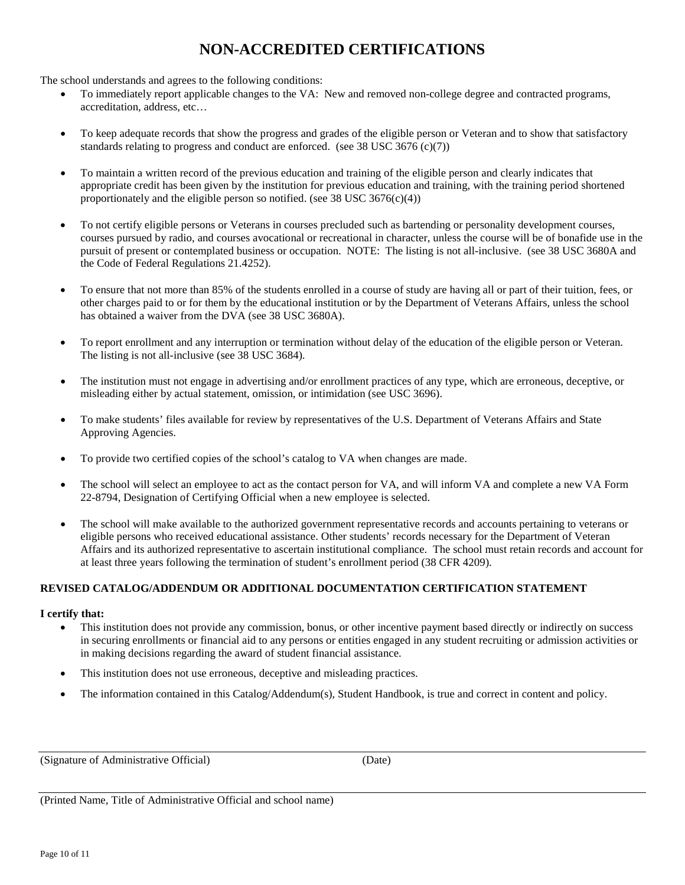# NON-ACCREDITED CERTIFICATIONS

The school understands and agrees to the following conditions:

- To immediately report applicable changes to the VA: New and removed non-college degree and contracted programs, accreditation, address, etc…
- To keep adequate records that show the progress and grades of the eligible person or Veteran and to show that satisfactory standards relating to progress and conduct are enforced. (see 38 USC 3676 (c)(7))
- To maintain a written record of the previous education and training of the eligible person and clearly indicates that appropriate credit has been given by the institution for previous education and training, with the training period shortened proportionately and the eligible person so notified. (see 38 USC 3676(c)(4))
- To not certify eligible persons or Veterans in courses precluded such as bartending or personality development courses, courses pursued by radio, and courses avocational or recreational in character, unless the course will be of bonafide use in the pursuit of present or contemplated business or occupation. NOTE: The listing is not all-inclusive. (see 38 USC 3680A and the Code of Federal Regulations 21.4252).
- To ensure that not more than 85% of the students enrolled in a course of study are having all or part of their tuition, fees, or other charges paid to or for them by the educational institution or by the Department of Veterans Affairs, unless the school has obtained a waiver from the DVA (see 38 USC 3680A).
- To report enrollment and any interruption or termination without delay of the education of the eligible person or Veteran. The listing is not all-inclusive (see 38 USC 3684).
- The institution must not engage in advertising and/or enrollment practices of any type, which are erroneous, deceptive, or misleading either by actual statement, omission, or intimidation (see USC 3696).
- To make students' files available for review by representatives of the U.S. Department of Veterans Affairs and State Approving Agencies.
- To provide two certified copies of the school's catalog to VA when changes are made.
- The school will select an employee to act as the contact person for VA, and will inform VA and complete a new VA Form 22-8794, Designation of Certifying Official when a new employee is selected.
- The school will make available to the authorized government representative records and accounts pertaining to veterans or eligible persons who received educational assistance. Other students' records necessary for the Department of Veteran Affairs and its authorized representative to ascertain institutional compliance. The school must retain records and account for at least three years following the termination of student's enrollment period (38 CFR 4209).

**REVISED CATALOG/ADDENDUM OR ADDITIONAL DOCUMENTATION CERTIFICATION STATEMENT**

**I certify that:**

- This institution does not provide any commission, bonus, or other incentive payment based directly or indirectly on success in securing enrollments or financial aid to any persons or entities engaged in any student recruiting or admission activities or in making decisions regarding the award of student financial assistance.
- This institution does not use erroneous, deceptive and misleading practices.
- The information contained in this Catalog/Addendum(s), Student Handbook, is true and correct in content and policy.

\_\_\_\_\_\_\_\_\_\_\_\_\_\_\_\_\_\_\_\_\_\_\_\_\_\_\_\_\_\_\_\_\_\_\_\_\_\_\_\_\_\_\_\_\_\_\_\_

(Signature of Administrative Official) (Date)

\_\_\_\_\_\_\_\_\_\_\_\_\_\_\_\_\_\_\_\_\_\_\_\_\_\_\_\_\_\_\_\_\_\_\_\_\_\_\_\_\_\_\_\_\_\_\_\_

(Printed Name, Title of Administrative Official and school name)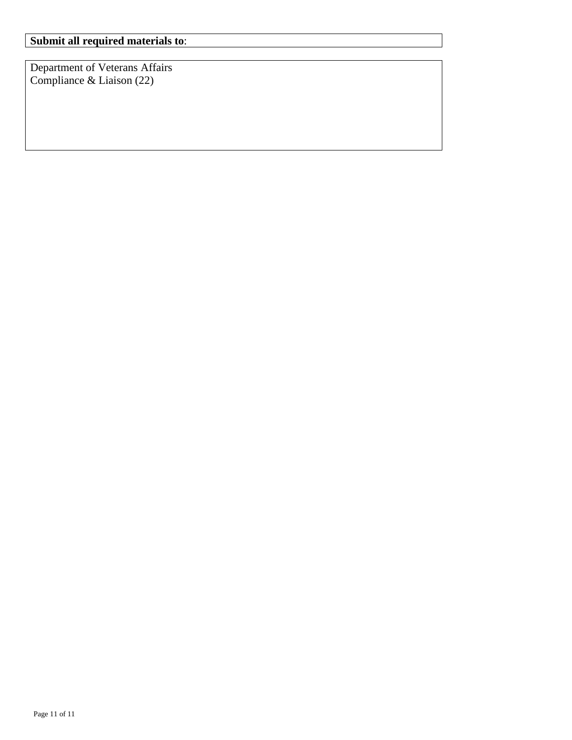**Submit all required materials to**:

Department of Veterans Affairs
Compliance & Liaison (22)